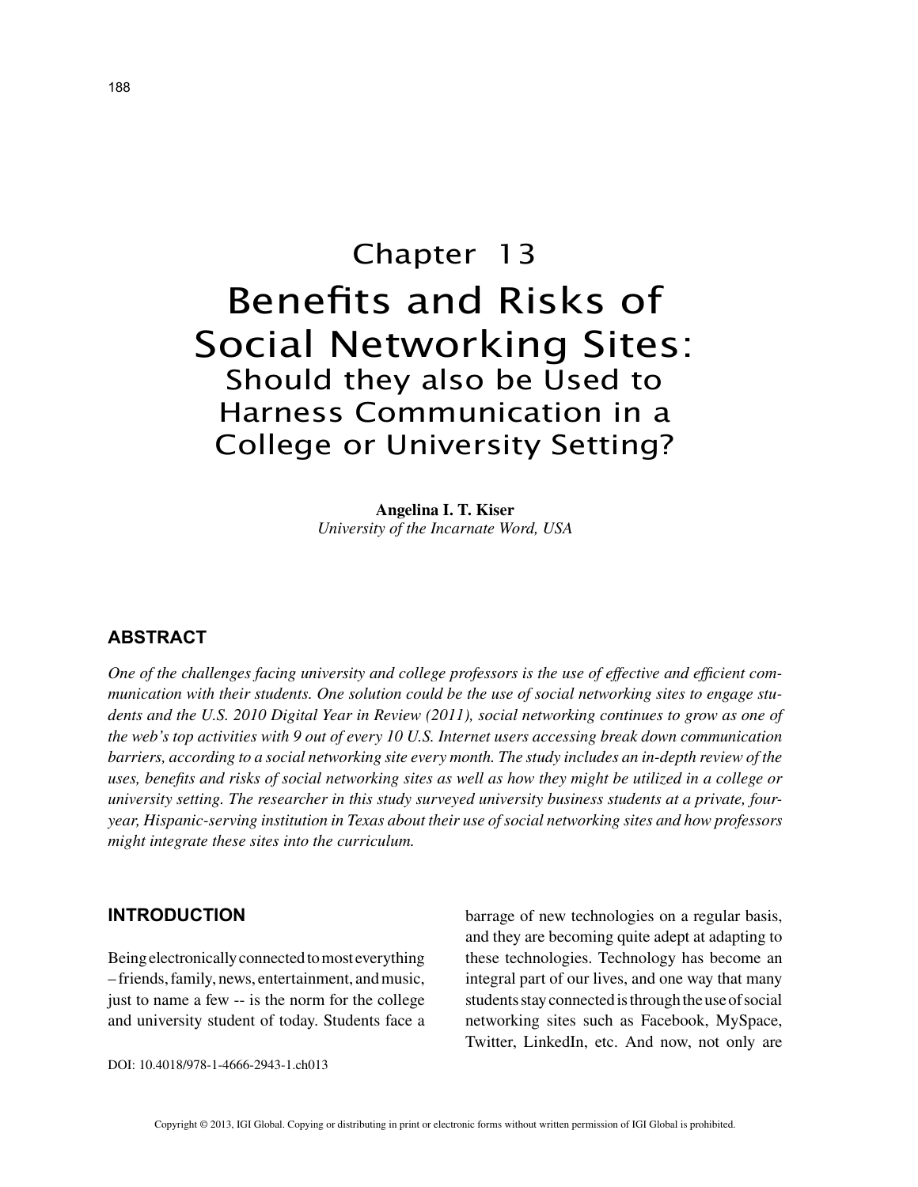# Chapter 13

# Benefits and Risks of Social Networking Sites: Should they also be Used to Harness Communication in a College or University Setting?

**Angelina I. T. Kiser**
*University of the Incarnate Word, USA*

## ABSTRACT

*One of the challenges facing university and college professors is the use of effective and efficient communication with their students. One solution could be the use of social networking sites to engage students and the U.S. 2010 Digital Year in Review (2011), social networking continues to grow as one of the web's top activities with 9 out of every 10 U.S. Internet users accessing break down communication barriers, according to a social networking site every month. The study includes an in-depth review of the uses, benefits and risks of social networking sites as well as how they might be utilized in a college or university setting. The researcher in this study surveyed university business students at a private, four-year, Hispanic-serving institution in Texas about their use of social networking sites and how professors might integrate these sites into the curriculum.*

## INTRODUCTION

Being electronically connected to most everything – friends, family, news, entertainment, and music, just to name a few -- is the norm for the college and university student of today. Students face a barrage of new technologies on a regular basis, and they are becoming quite adept at adapting to these technologies. Technology has become an integral part of our lives, and one way that many students stay connected is through the use of social networking sites such as Facebook, MySpace, Twitter, LinkedIn, etc. And now, not only are

DOI: 10.4018/978-1-4666-2943-1.ch013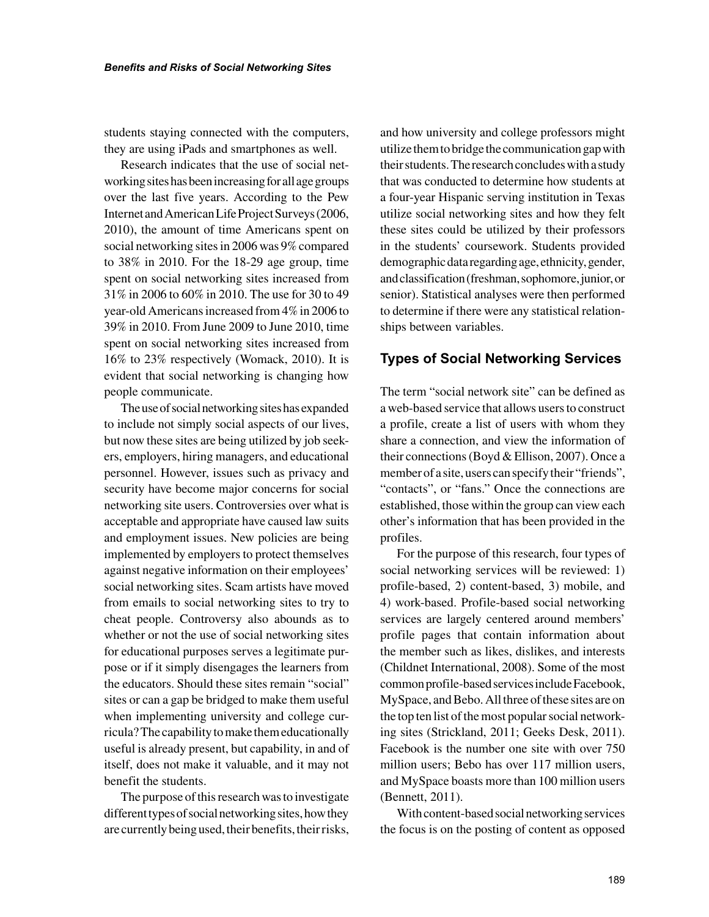students staying connected with the computers, they are using iPads and smartphones as well.

Research indicates that the use of social networking sites has been increasing for all age groups over the last five years. According to the Pew Internet and American Life Project Surveys (2006, 2010), the amount of time Americans spent on social networking sites in 2006 was 9% compared to 38% in 2010. For the 18-29 age group, time spent on social networking sites increased from 31% in 2006 to 60% in 2010. The use for 30 to 49 year-old Americans increased from 4% in 2006 to 39% in 2010. From June 2009 to June 2010, time spent on social networking sites increased from 16% to 23% respectively (Womack, 2010). It is evident that social networking is changing how people communicate.

The use of social networking sites has expanded to include not simply social aspects of our lives, but now these sites are being utilized by job seekers, employers, hiring managers, and educational personnel. However, issues such as privacy and security have become major concerns for social networking site users. Controversies over what is acceptable and appropriate have caused law suits and employment issues. New policies are being implemented by employers to protect themselves against negative information on their employees' social networking sites. Scam artists have moved from emails to social networking sites to try to cheat people. Controversy also abounds as to whether or not the use of social networking sites for educational purposes serves a legitimate purpose or if it simply disengages the learners from the educators. Should these sites remain "social" sites or can a gap be bridged to make them useful when implementing university and college curricula? The capability to make them educationally useful is already present, but capability, in and of itself, does not make it valuable, and it may not benefit the students.

The purpose of this research was to investigate different types of social networking sites, how they are currently being used, their benefits, their risks, and how university and college professors might utilize them to bridge the communication gap with their students. The research concludes with a study that was conducted to determine how students at a four-year Hispanic serving institution in Texas utilize social networking sites and how they felt these sites could be utilized by their professors in the students' coursework. Students provided demographic data regarding age, ethnicity, gender, and classification (freshman, sophomore, junior, or senior). Statistical analyses were then performed to determine if there were any statistical relationships between variables.

## Types of Social Networking Services

The term "social network site" can be defined as a web-based service that allows users to construct a profile, create a list of users with whom they share a connection, and view the information of their connections (Boyd & Ellison, 2007). Once a member of a site, users can specify their "friends", "contacts", or "fans." Once the connections are established, those within the group can view each other's information that has been provided in the profiles.

For the purpose of this research, four types of social networking services will be reviewed: 1) profile-based, 2) content-based, 3) mobile, and 4) work-based. Profile-based social networking services are largely centered around members' profile pages that contain information about the member such as likes, dislikes, and interests (Childnet International, 2008). Some of the most common profile-based services include Facebook, MySpace, and Bebo. All three of these sites are on the top ten list of the most popular social networking sites (Strickland, 2011; Geeks Desk, 2011). Facebook is the number one site with over 750 million users; Bebo has over 117 million users, and MySpace boasts more than 100 million users (Bennett, 2011).

With content-based social networking services the focus is on the posting of content as opposed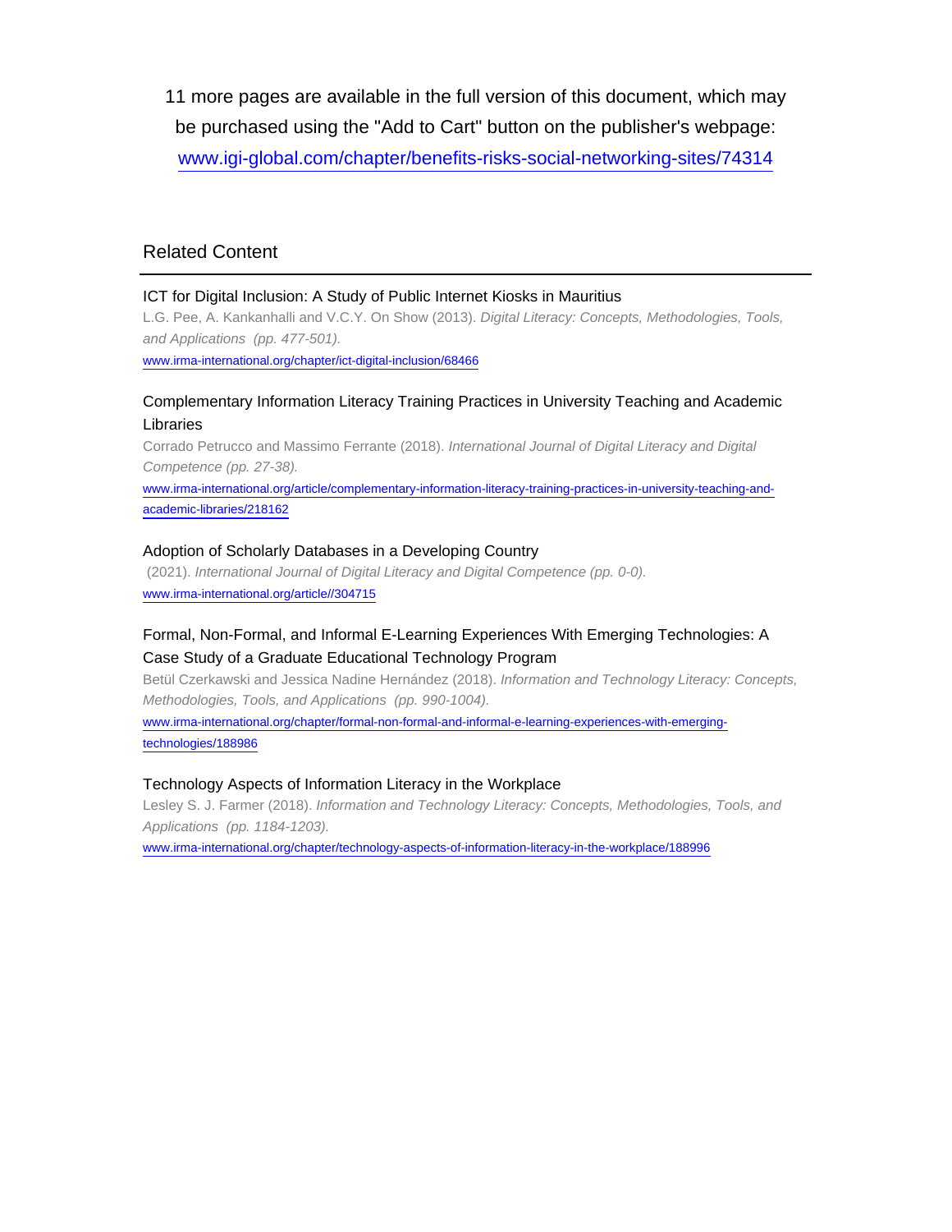11 more pages are available in the full version of this document, which may be purchased using the "Add to Cart" button on the publisher's webpage: www.igi-global.com/chapter/benefits-risks-social-networking-sites/74314

## Related Content

ICT for Digital Inclusion: A Study of Public Internet Kiosks in Mauritius
L.G. Pee, A. Kankanhalli and V.C.Y. On Show (2013). *Digital Literacy: Concepts, Methodologies, Tools, and Applications (pp. 477-501).*
www.irma-international.org/chapter/ict-digital-inclusion/68466

Complementary Information Literacy Training Practices in University Teaching and Academic Libraries
Corrado Petrucco and Massimo Ferrante (2018). *International Journal of Digital Literacy and Digital Competence (pp. 27-38).*
www.irma-international.org/article/complementary-information-literacy-training-practices-in-university-teaching-and-academic-libraries/218162

Adoption of Scholarly Databases in a Developing Country
(2021). *International Journal of Digital Literacy and Digital Competence (pp. 0-0).*
www.irma-international.org/article//304715

Formal, Non-Formal, and Informal E-Learning Experiences With Emerging Technologies: A Case Study of a Graduate Educational Technology Program
Betül Czerkawski and Jessica Nadine Hernández (2018). *Information and Technology Literacy: Concepts, Methodologies, Tools, and Applications (pp. 990-1004).*
www.irma-international.org/chapter/formal-non-formal-and-informal-e-learning-experiences-with-emerging-technologies/188986

Technology Aspects of Information Literacy in the Workplace
Lesley S. J. Farmer (2018). *Information and Technology Literacy: Concepts, Methodologies, Tools, and Applications (pp. 1184-1203).*
www.irma-international.org/chapter/technology-aspects-of-information-literacy-in-the-workplace/188996